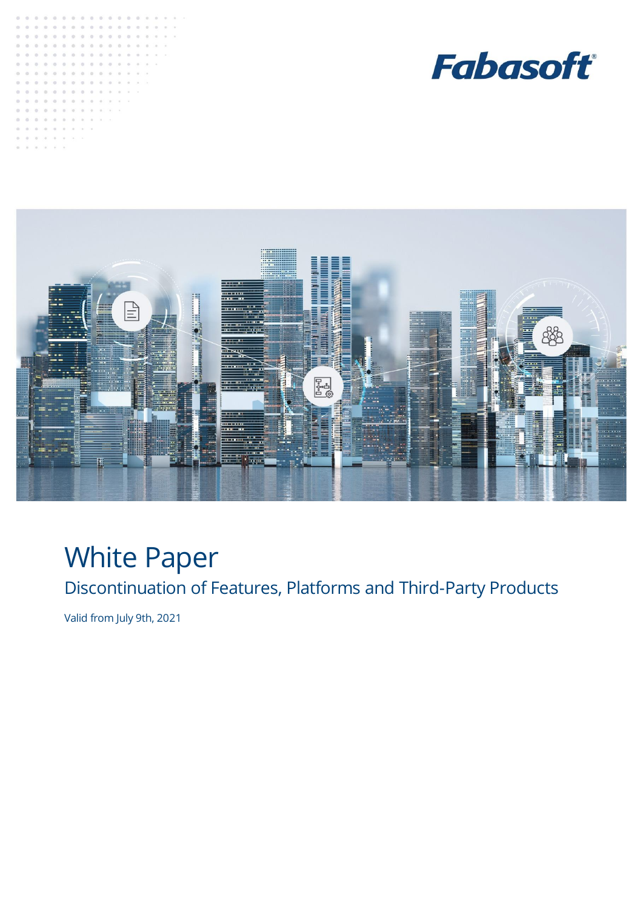Fabasoft

# White Paper

## Discontinuation of Features, Platforms and Third-Party Products

Valid from July 9th, 2021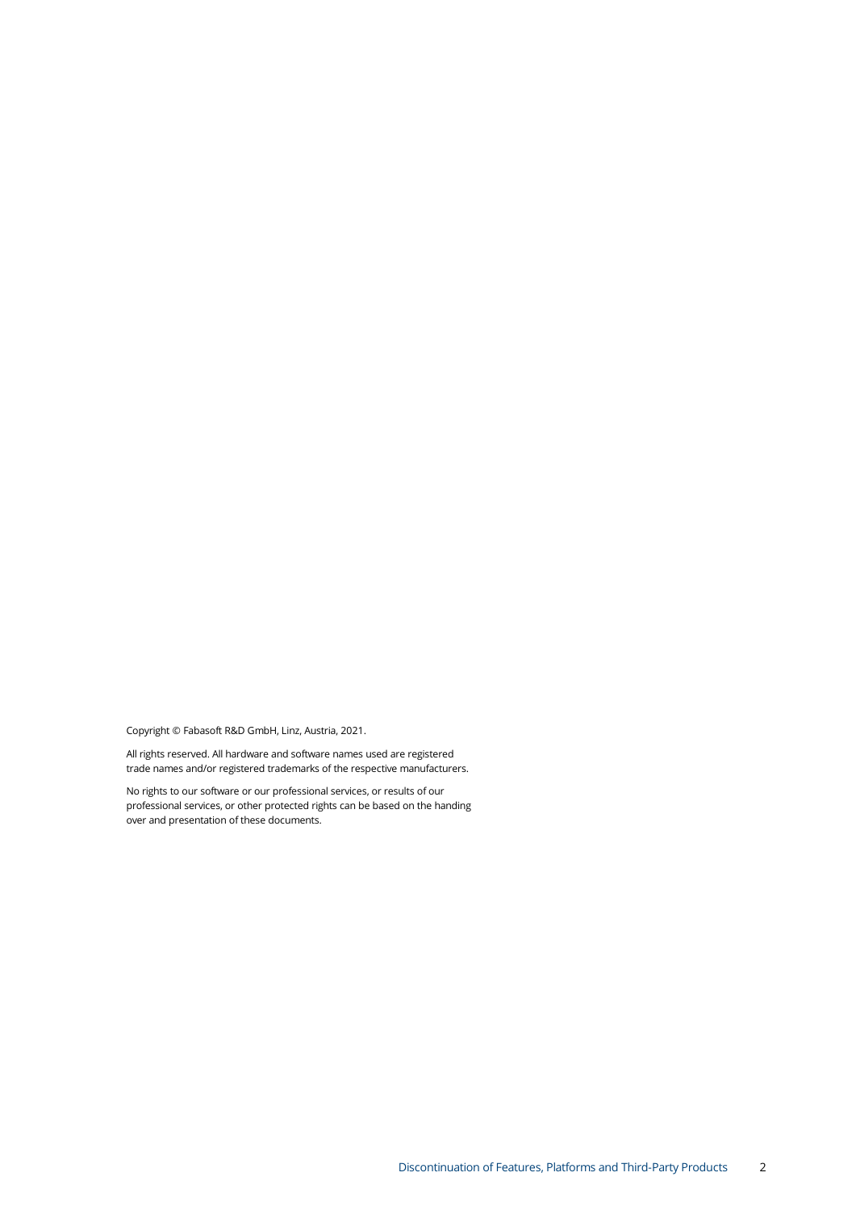Copyright © Fabasoft R&D GmbH, Linz, Austria, 2021.

All rights reserved. All hardware and software names used are registered trade names and/or registered trademarks of the respective manufacturers.

No rights to our software or our professional services, or results of our professional services, or other protected rights can be based on the handing over and presentation of these documents.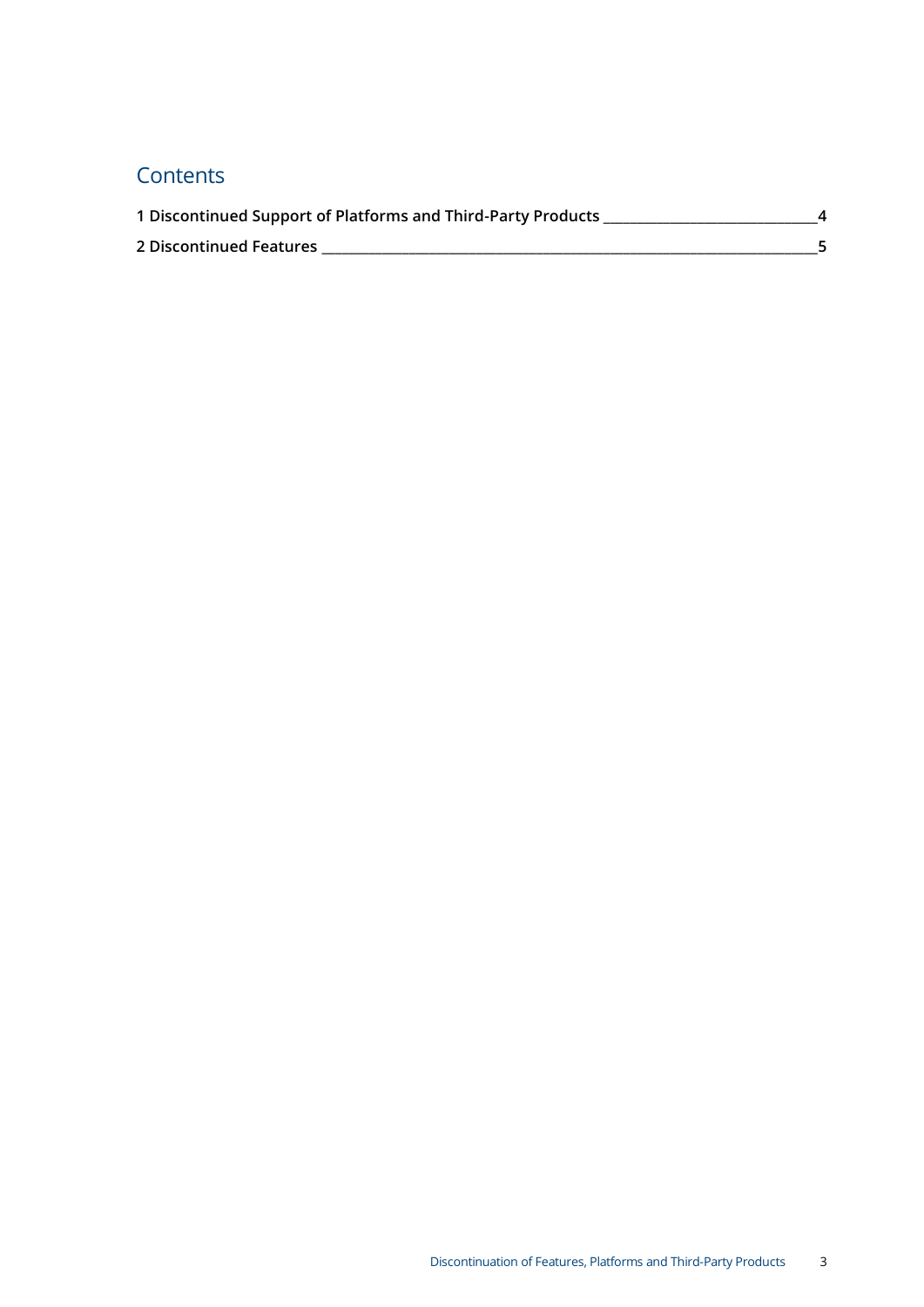# Contents

**1 Discontinued Support of Platforms and Third-Party Products ____ 4**

**2 Discontinued Features ____ 5**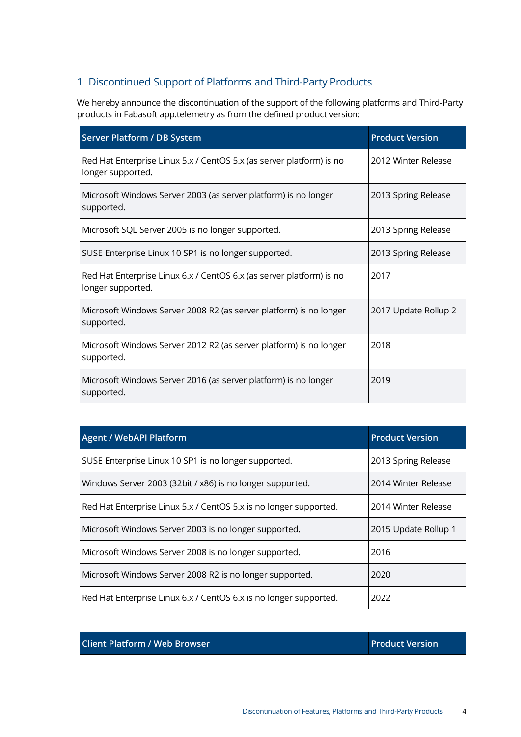# 1 Discontinued Support of Platforms and Third-Party Products

We hereby announce the discontinuation of the support of the following platforms and Third-Party products in Fabasoft app.telemetry as from the defined product version:

| Server Platform / DB System | Product Version |
|---|---|
| Red Hat Enterprise Linux 5.x / CentOS 5.x (as server platform) is no longer supported. | 2012 Winter Release |
| Microsoft Windows Server 2003 (as server platform) is no longer supported. | 2013 Spring Release |
| Microsoft SQL Server 2005 is no longer supported. | 2013 Spring Release |
| SUSE Enterprise Linux 10 SP1 is no longer supported. | 2013 Spring Release |
| Red Hat Enterprise Linux 6.x / CentOS 6.x (as server platform) is no longer supported. | 2017 |
| Microsoft Windows Server 2008 R2 (as server platform) is no longer supported. | 2017 Update Rollup 2 |
| Microsoft Windows Server 2012 R2 (as server platform) is no longer supported. | 2018 |
| Microsoft Windows Server 2016 (as server platform) is no longer supported. | 2019 |

| Agent / WebAPI Platform | Product Version |
|---|---|
| SUSE Enterprise Linux 10 SP1 is no longer supported. | 2013 Spring Release |
| Windows Server 2003 (32bit / x86) is no longer supported. | 2014 Winter Release |
| Red Hat Enterprise Linux 5.x / CentOS 5.x is no longer supported. | 2014 Winter Release |
| Microsoft Windows Server 2003 is no longer supported. | 2015 Update Rollup 1 |
| Microsoft Windows Server 2008 is no longer supported. | 2016 |
| Microsoft Windows Server 2008 R2 is no longer supported. | 2020 |
| Red Hat Enterprise Linux 6.x / CentOS 6.x is no longer supported. | 2022 |

| Client Platform / Web Browser | Product Version |
|---|---|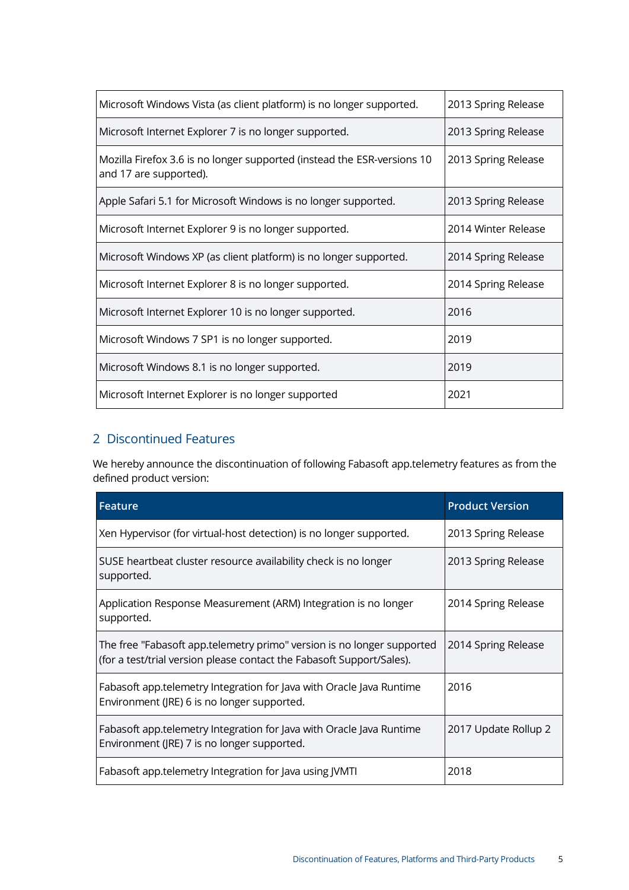| | |
|---|---|
| Microsoft Windows Vista (as client platform) is no longer supported. | 2013 Spring Release |
| Microsoft Internet Explorer 7 is no longer supported. | 2013 Spring Release |
| Mozilla Firefox 3.6 is no longer supported (instead the ESR-versions 10 and 17 are supported). | 2013 Spring Release |
| Apple Safari 5.1 for Microsoft Windows is no longer supported. | 2013 Spring Release |
| Microsoft Internet Explorer 9 is no longer supported. | 2014 Winter Release |
| Microsoft Windows XP (as client platform) is no longer supported. | 2014 Spring Release |
| Microsoft Internet Explorer 8 is no longer supported. | 2014 Spring Release |
| Microsoft Internet Explorer 10 is no longer supported. | 2016 |
| Microsoft Windows 7 SP1 is no longer supported. | 2019 |
| Microsoft Windows 8.1 is no longer supported. | 2019 |
| Microsoft Internet Explorer is no longer supported | 2021 |

## 2 Discontinued Features

We hereby announce the discontinuation of following Fabasoft app.telemetry features as from the defined product version:

| Feature | Product Version |
|---|---|
| Xen Hypervisor (for virtual-host detection) is no longer supported. | 2013 Spring Release |
| SUSE heartbeat cluster resource availability check is no longer supported. | 2013 Spring Release |
| Application Response Measurement (ARM) Integration is no longer supported. | 2014 Spring Release |
| The free "Fabasoft app.telemetry primo" version is no longer supported (for a test/trial version please contact the Fabasoft Support/Sales). | 2014 Spring Release |
| Fabasoft app.telemetry Integration for Java with Oracle Java Runtime Environment (JRE) 6 is no longer supported. | 2016 |
| Fabasoft app.telemetry Integration for Java with Oracle Java Runtime Environment (JRE) 7 is no longer supported. | 2017 Update Rollup 2 |
| Fabasoft app.telemetry Integration for Java using JVMTI | 2018 |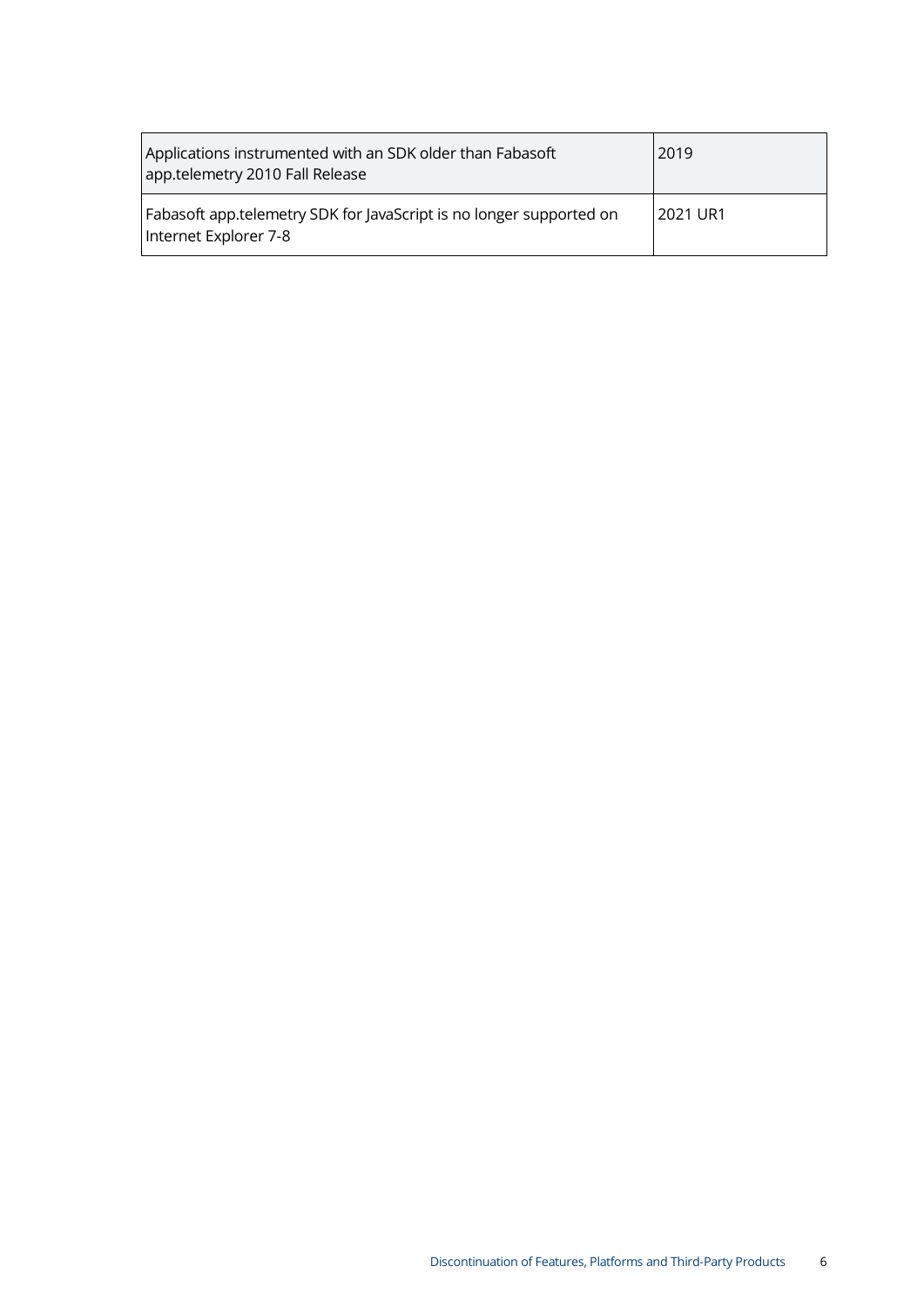| | |
|---|---|
| Applications instrumented with an SDK older than Fabasoft app.telemetry 2010 Fall Release | 2019 |
| Fabasoft app.telemetry SDK for JavaScript is no longer supported on Internet Explorer 7-8 | 2021 UR1 |